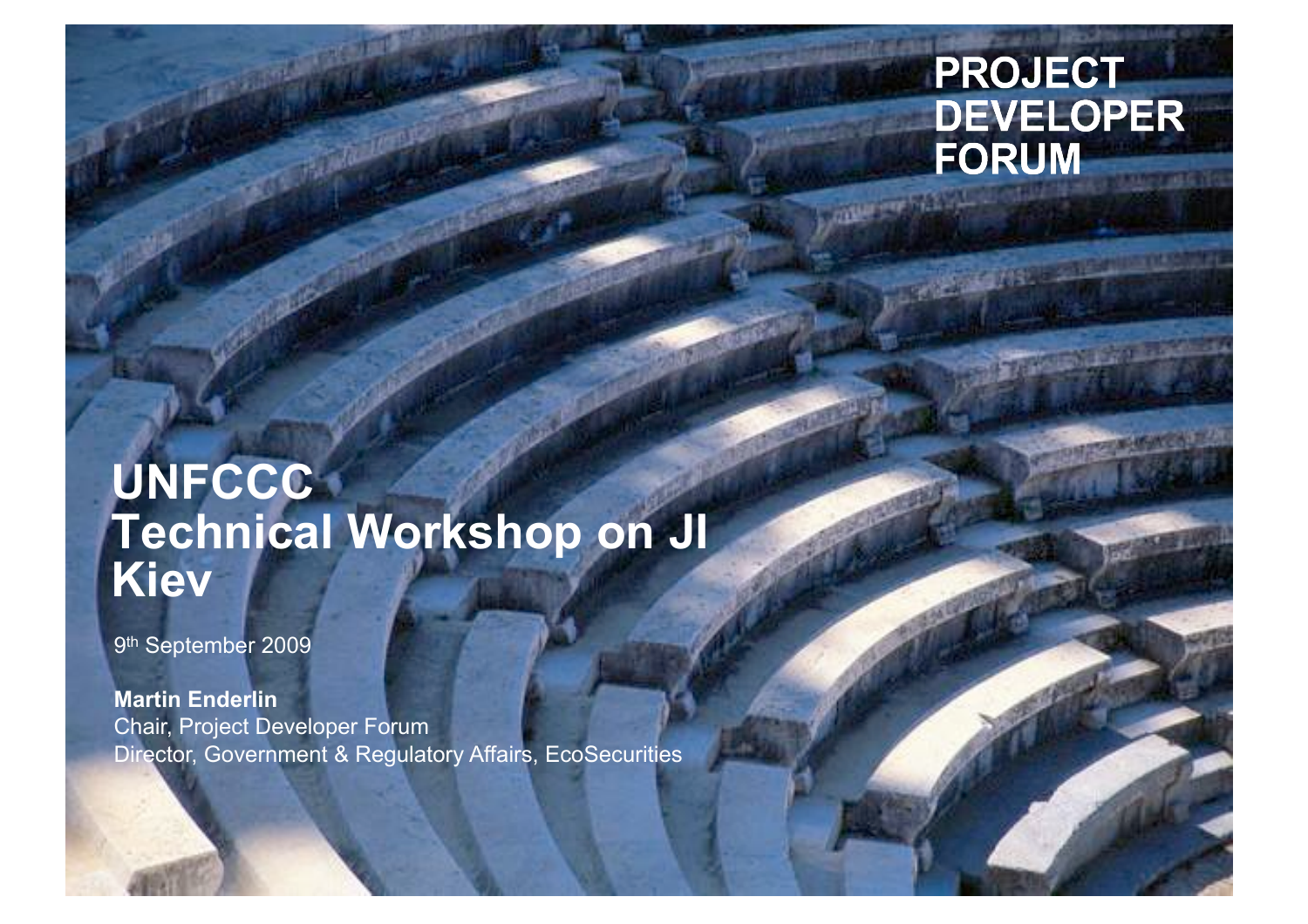PROJECT DEVELOPER FORUM

# UNFCCC Technical Workshop on JI Kiev

9th September 2009

**Martin Enderlin**
Chair, Project Developer Forum
Director, Government & Regulatory Affairs, EcoSecurities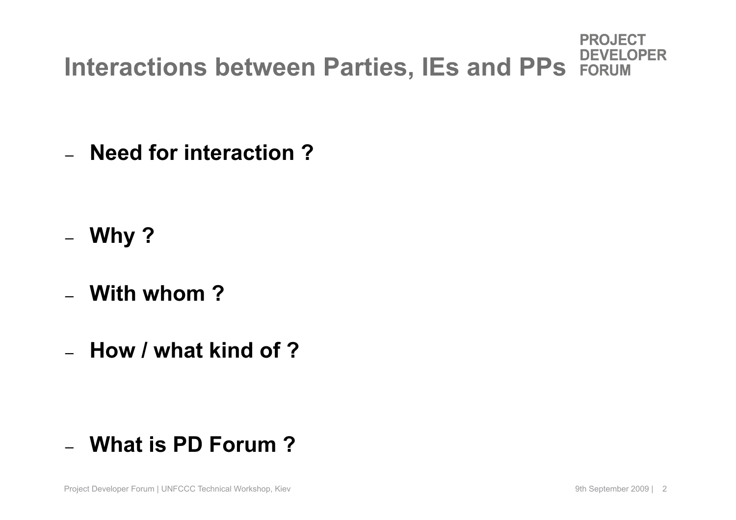# Interactions between Parties, IEs and PPs

- **Need for interaction ?**

- **Why ?**

- **With whom ?**

- **How / what kind of ?**

- **What is PD Forum ?**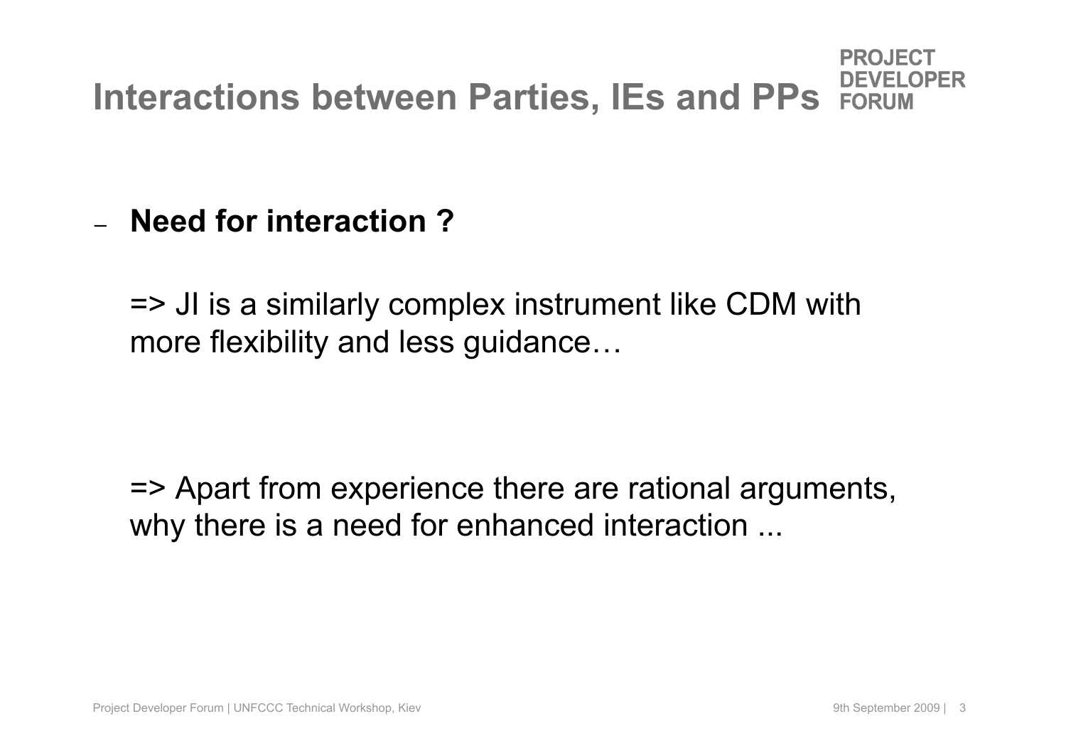# Interactions between Parties, IEs and PPs

- **Need for interaction ?**

  => JI is a similarly complex instrument like CDM with more flexibility and less guidance…

  => Apart from experience there are rational arguments, why there is a need for enhanced interaction ...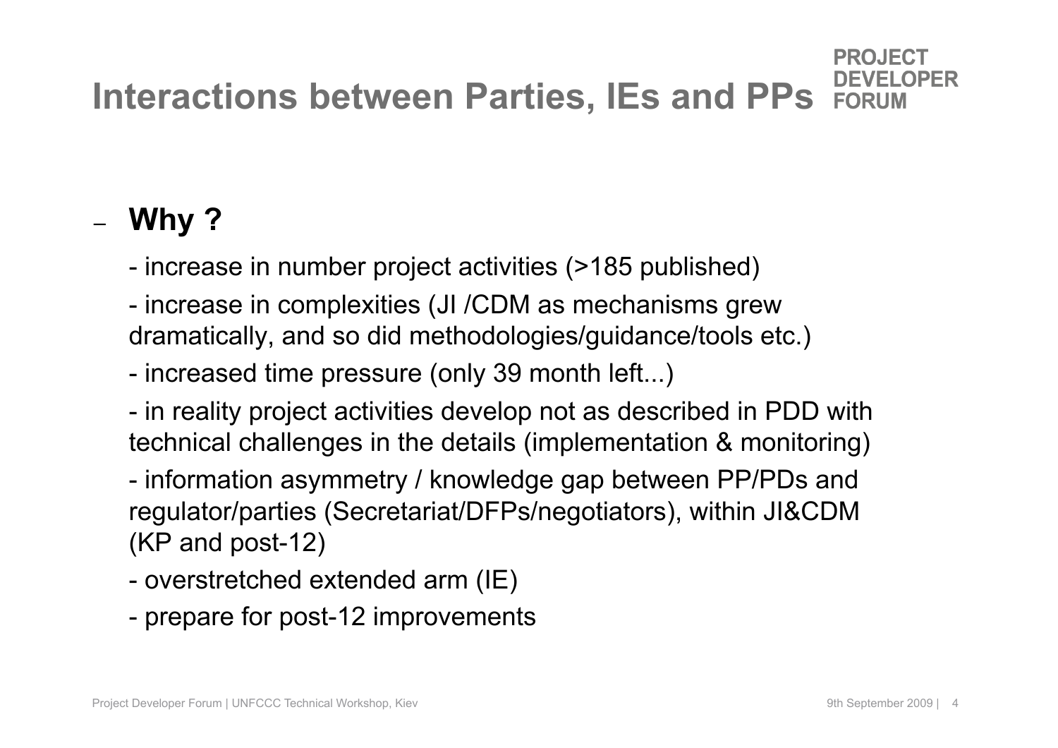# Interactions between Parties, IEs and PPs

PROJECT DEVELOPER FORUM

- **Why ?**

  - increase in number project activities (>185 published)

  - increase in complexities (JI /CDM as mechanisms grew dramatically, and so did methodologies/guidance/tools etc.)

  - increased time pressure (only 39 month left...)

  - in reality project activities develop not as described in PDD with technical challenges in the details (implementation & monitoring)

  - information asymmetry / knowledge gap between PP/PDs and regulator/parties (Secretariat/DFPs/negotiators), within JI&CDM (KP and post-12)

  - overstretched extended arm (IE)

  - prepare for post-12 improvements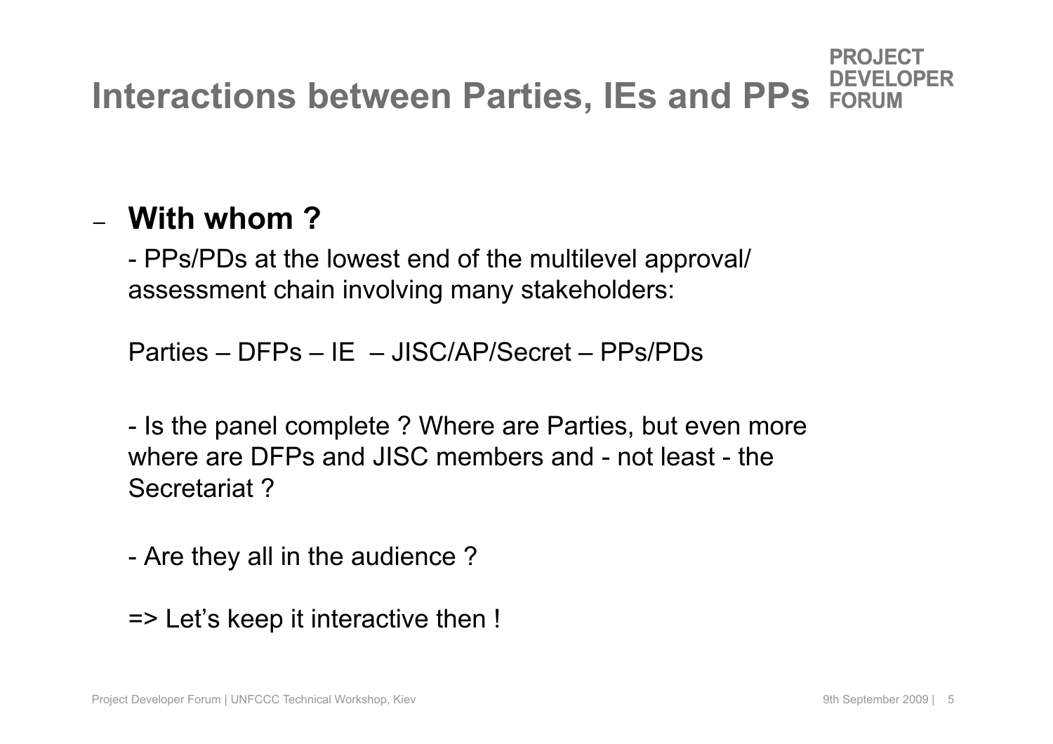# Interactions between Parties, IEs and PPs

PROJECT DEVELOPER FORUM

- **With whom ?**

  - PPs/PDs at the lowest end of the multilevel approval/ assessment chain involving many stakeholders:

  Parties – DFPs – IE – JISC/AP/Secret – PPs/PDs

  - Is the panel complete ? Where are Parties, but even more where are DFPs and JISC members and - not least - the Secretariat ?

  - Are they all in the audience ?

  => Let's keep it interactive then !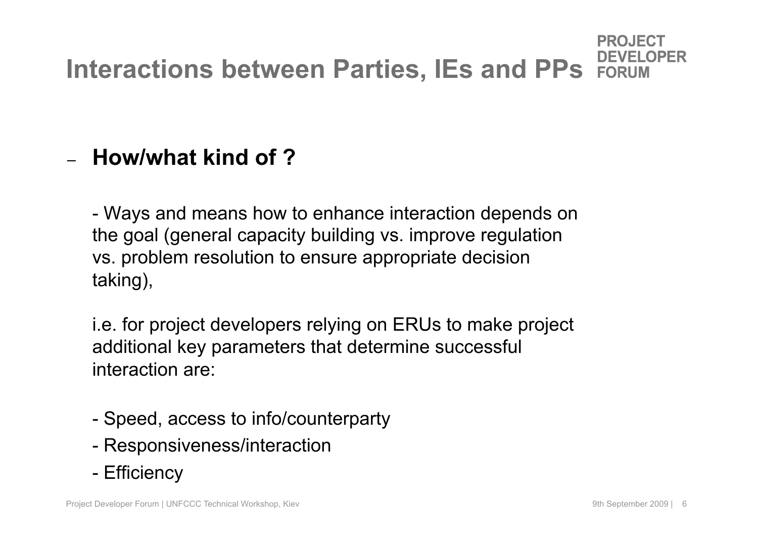# Interactions between Parties, IEs and PPs

PROJECT DEVELOPER FORUM

- **How/what kind of ?**

  - Ways and means how to enhance interaction depends on the goal (general capacity building vs. improve regulation vs. problem resolution to ensure appropriate decision taking),

  i.e. for project developers relying on ERUs to make project additional key parameters that determine successful interaction are:

  - Speed, access to info/counterparty
  - Responsiveness/interaction
  - Efficiency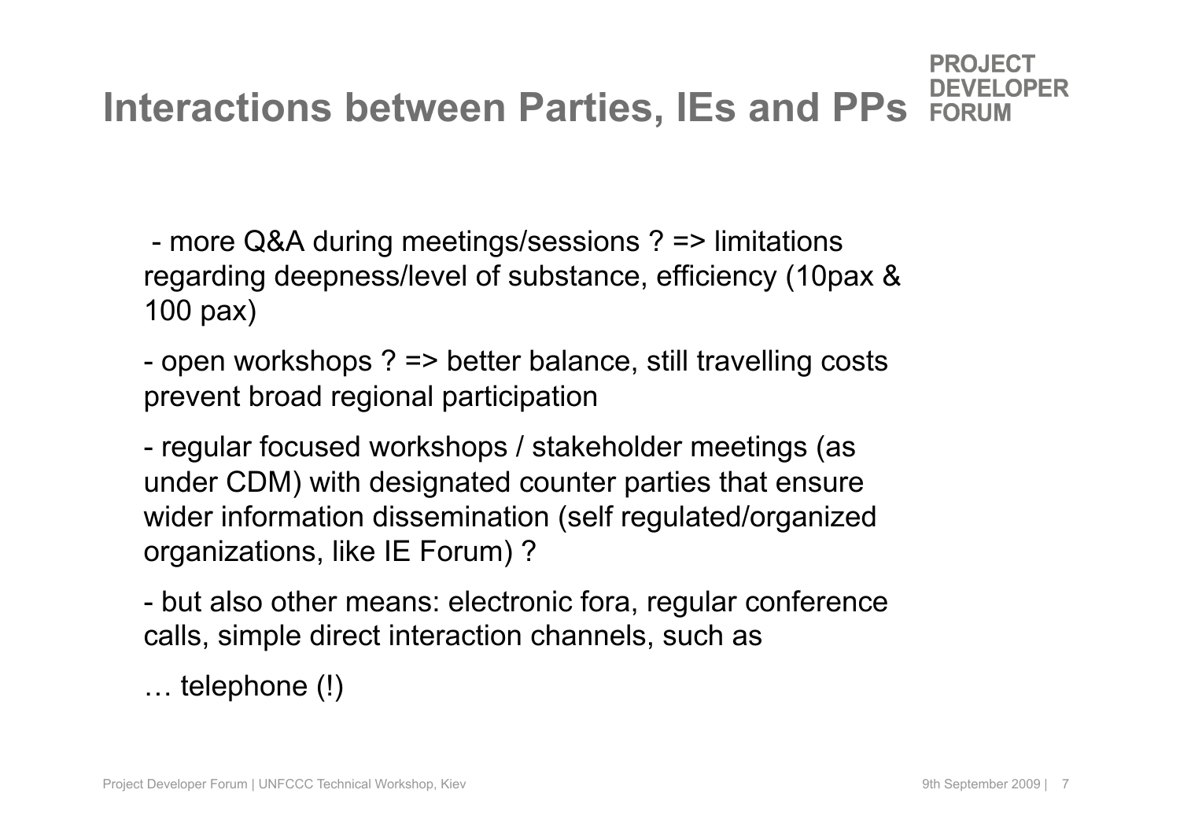# Interactions between Parties, IEs and PPs

- more Q&A during meetings/sessions ? => limitations regarding deepness/level of substance, efficiency (10pax & 100 pax)

- open workshops ? => better balance, still travelling costs prevent broad regional participation

- regular focused workshops / stakeholder meetings (as under CDM) with designated counter parties that ensure wider information dissemination (self regulated/organized organizations, like IE Forum) ?

- but also other means: electronic fora, regular conference calls, simple direct interaction channels, such as

… telephone (!)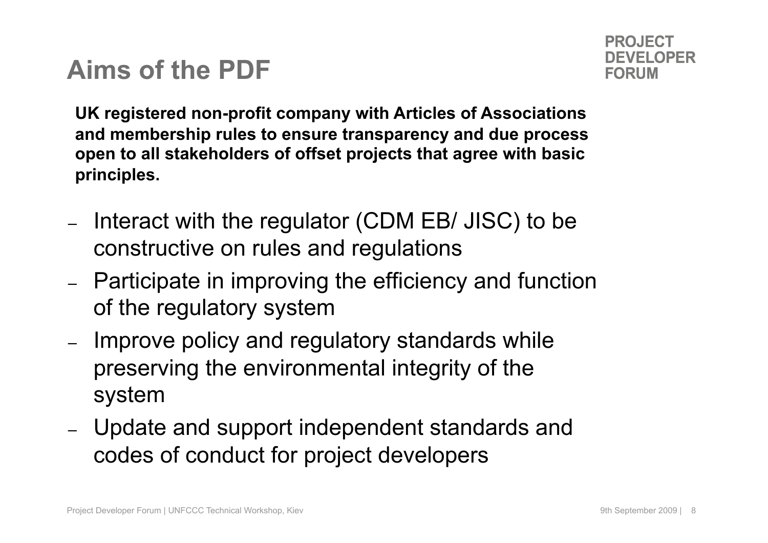# Aims of the PDF

**UK registered non-profit company with Articles of Associations and membership rules to ensure transparency and due process open to all stakeholders of offset projects that agree with basic principles.**

- Interact with the regulator (CDM EB/ JISC) to be constructive on rules and regulations
- Participate in improving the efficiency and function of the regulatory system
- Improve policy and regulatory standards while preserving the environmental integrity of the system
- Update and support independent standards and codes of conduct for project developers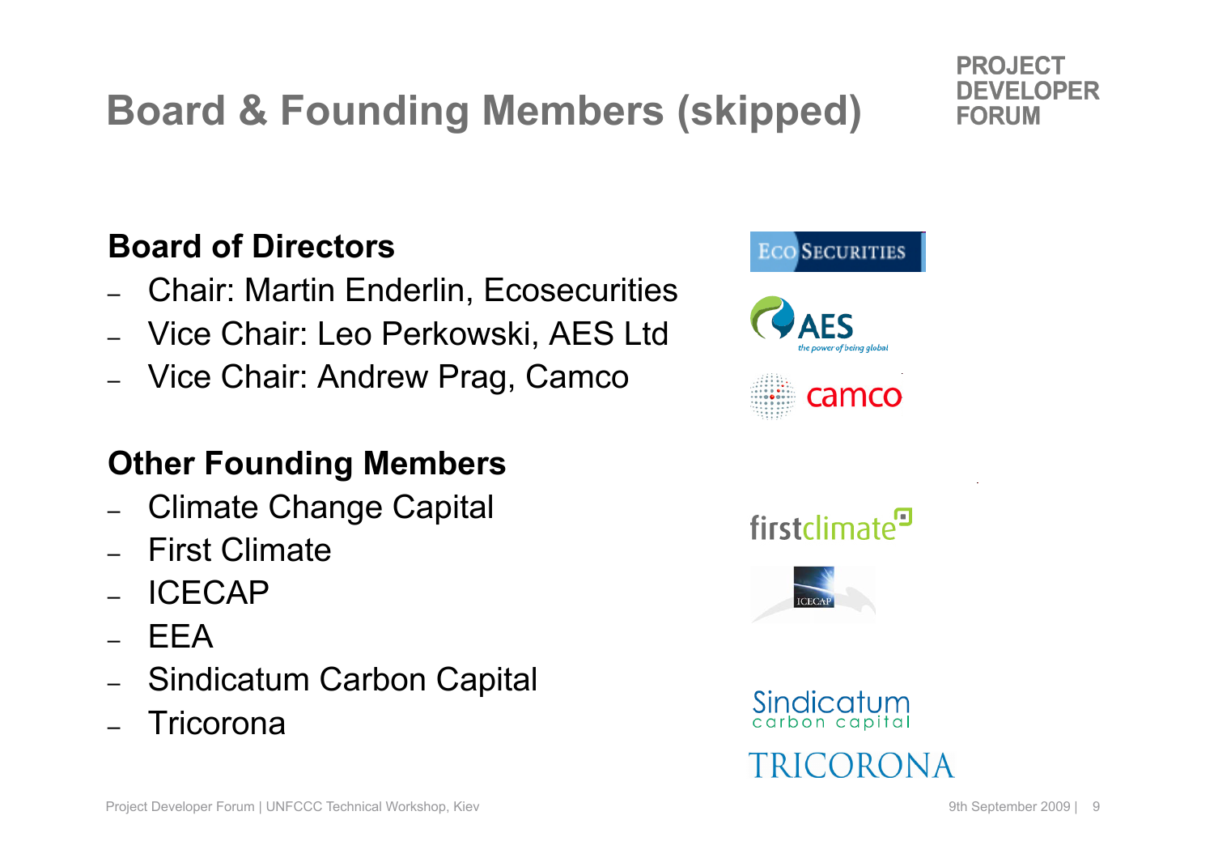# Board & Founding Members (skipped)

PROJECT DEVELOPER FORUM

### Board of Directors

- Chair: Martin Enderlin, Ecosecurities
- Vice Chair: Leo Perkowski, AES Ltd
- Vice Chair: Andrew Prag, Camco

### Other Founding Members

- Climate Change Capital
- First Climate
- ICECAP
- EEA
- Sindicatum Carbon Capital
- Tricorona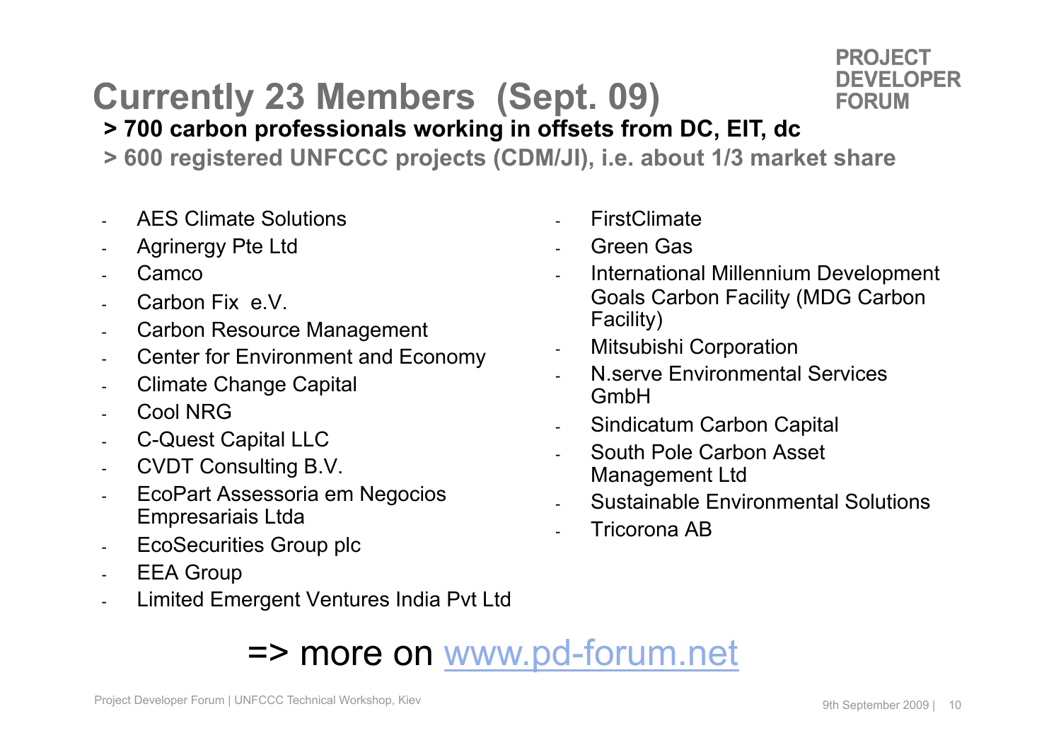PROJECT DEVELOPER FORUM

# Currently 23 Members (Sept. 09)

**> 700 carbon professionals working in offsets from DC, EIT, dc**

**> 600 registered UNFCCC projects (CDM/JI), i.e. about 1/3 market share**

- AES Climate Solutions
- Agrinergy Pte Ltd
- Camco
- Carbon Fix e.V.
- Carbon Resource Management
- Center for Environment and Economy
- Climate Change Capital
- Cool NRG
- C-Quest Capital LLC
- CVDT Consulting B.V.
- EcoPart Assessoria em Negocios Empresariais Ltda
- EcoSecurities Group plc
- EEA Group
- Limited Emergent Ventures India Pvt Ltd
- FirstClimate
- Green Gas
- International Millennium Development Goals Carbon Facility (MDG Carbon Facility)
- Mitsubishi Corporation
- N.serve Environmental Services GmbH
- Sindicatum Carbon Capital
- South Pole Carbon Asset Management Ltd
- Sustainable Environmental Solutions
- Tricorona AB

=> more on www.pd-forum.net